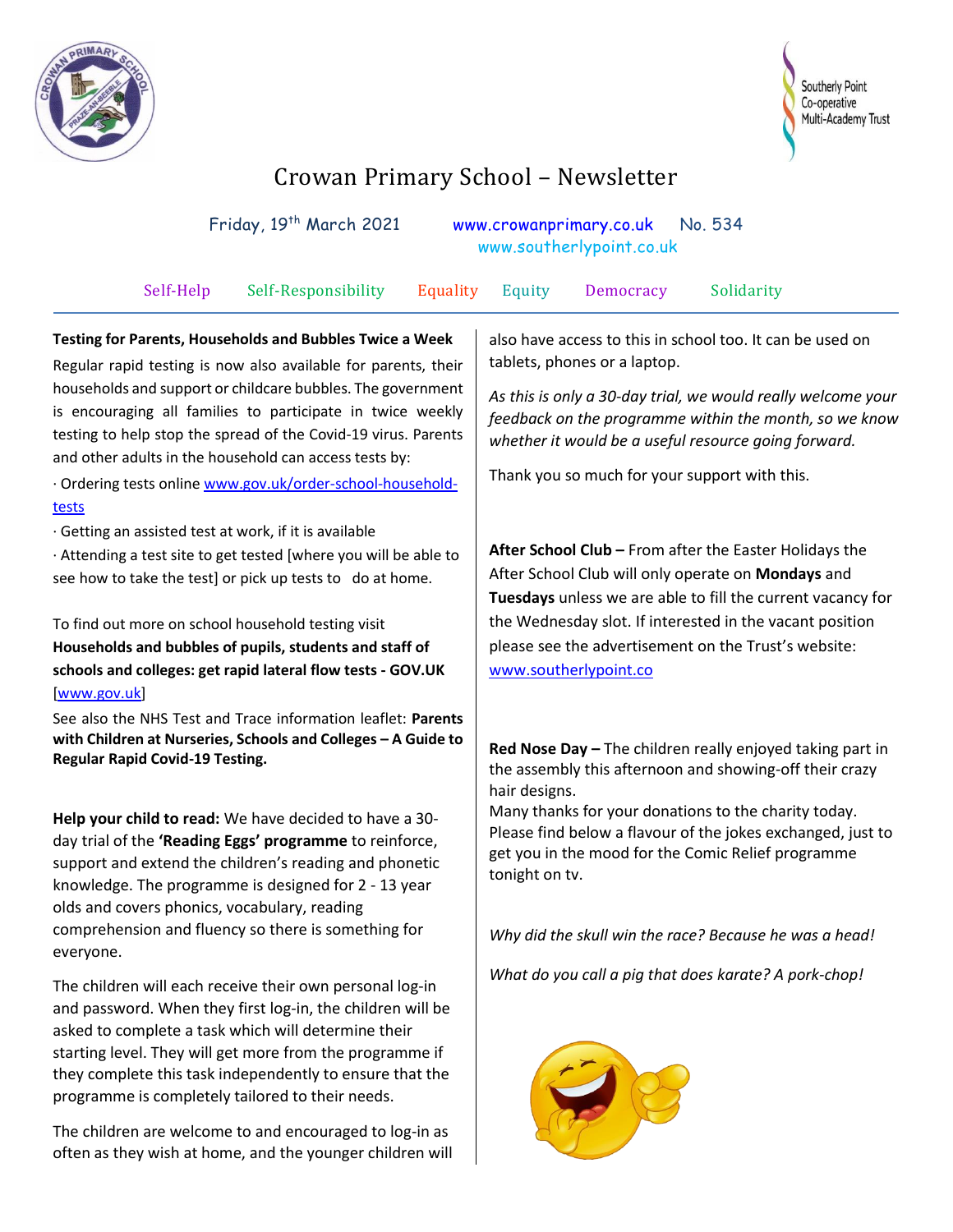# Crowan Primary School – Newsletter

Friday, 19th March 2021 www.crowanprimary.co.uk No. 534
www.southerlypoint.co.uk

Self-Help Self-Responsibility Equality Equity Democracy Solidarity

**Testing for Parents, Households and Bubbles Twice a Week**

Regular rapid testing is now also available for parents, their households and support or childcare bubbles. The government is encouraging all families to participate in twice weekly testing to help stop the spread of the Covid-19 virus. Parents and other adults in the household can access tests by:

· Ordering tests online www.gov.uk/order-school-household-tests

· Getting an assisted test at work, if it is available

· Attending a test site to get tested [where you will be able to see how to take the test] or pick up tests to do at home.

To find out more on school household testing visit **Households and bubbles of pupils, students and staff of schools and colleges: get rapid lateral flow tests - GOV.UK** [www.gov.uk]

See also the NHS Test and Trace information leaflet: **Parents with Children at Nurseries, Schools and Colleges – A Guide to Regular Rapid Covid-19 Testing.**

**Help your child to read:** We have decided to have a 30-day trial of the **'Reading Eggs' programme** to reinforce, support and extend the children's reading and phonetic knowledge. The programme is designed for 2 - 13 year olds and covers phonics, vocabulary, reading comprehension and fluency so there is something for everyone.

The children will each receive their own personal log-in and password. When they first log-in, the children will be asked to complete a task which will determine their starting level. They will get more from the programme if they complete this task independently to ensure that the programme is completely tailored to their needs.

The children are welcome to and encouraged to log-in as often as they wish at home, and the younger children will also have access to this in school too. It can be used on tablets, phones or a laptop.

*As this is only a 30-day trial, we would really welcome your feedback on the programme within the month, so we know whether it would be a useful resource going forward.*

Thank you so much for your support with this.

**After School Club –** From after the Easter Holidays the After School Club will only operate on **Mondays** and **Tuesdays** unless we are able to fill the current vacancy for the Wednesday slot. If interested in the vacant position please see the advertisement on the Trust's website: www.southerlypoint.co

**Red Nose Day –** The children really enjoyed taking part in the assembly this afternoon and showing-off their crazy hair designs.
Many thanks for your donations to the charity today. Please find below a flavour of the jokes exchanged, just to get you in the mood for the Comic Relief programme tonight on tv.

*Why did the skull win the race? Because he was a head!*

*What do you call a pig that does karate? A pork-chop!*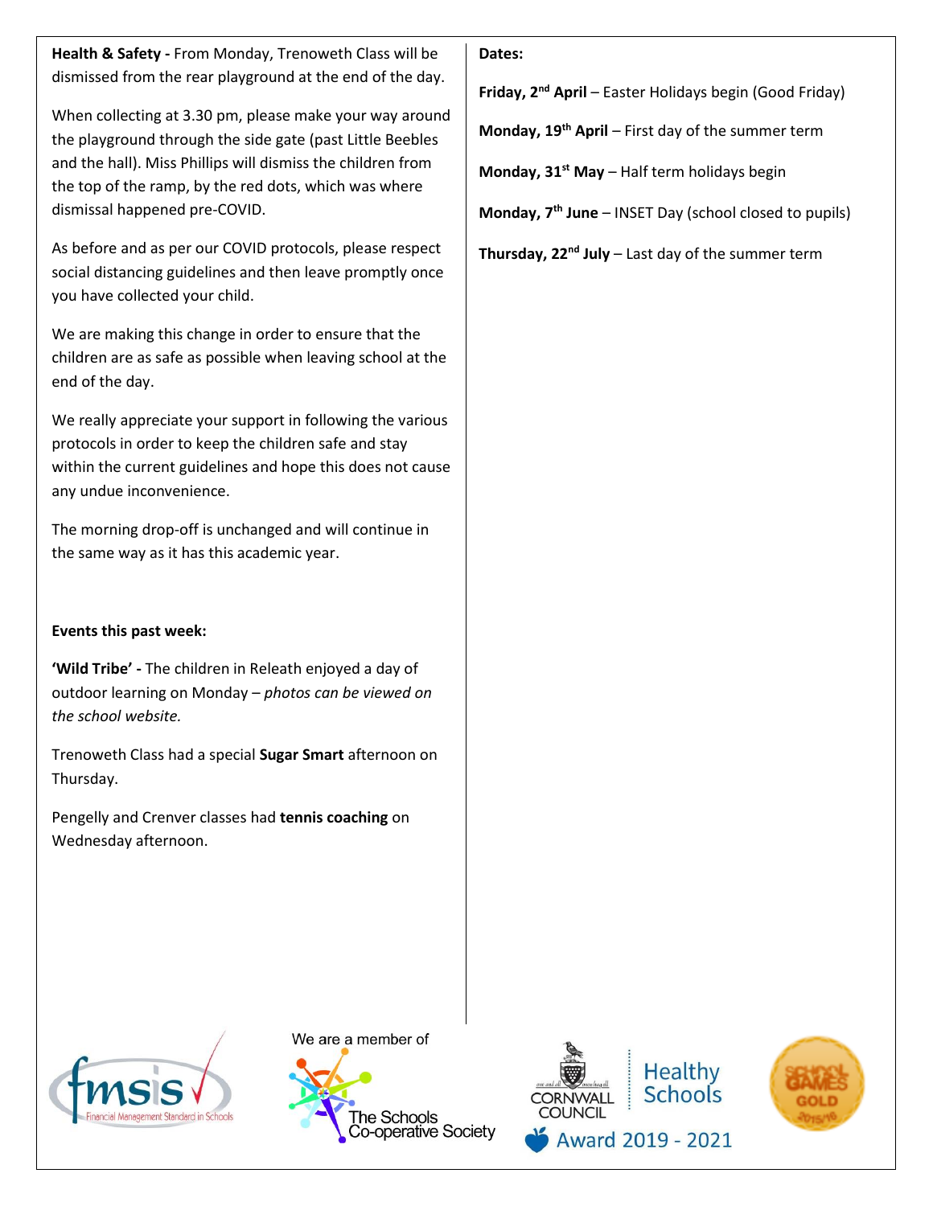**Health & Safety -** From Monday, Trenoweth Class will be dismissed from the rear playground at the end of the day.

When collecting at 3.30 pm, please make your way around the playground through the side gate (past Little Beebles and the hall). Miss Phillips will dismiss the children from the top of the ramp, by the red dots, which was where dismissal happened pre-COVID.

As before and as per our COVID protocols, please respect social distancing guidelines and then leave promptly once you have collected your child.

We are making this change in order to ensure that the children are as safe as possible when leaving school at the end of the day.

We really appreciate your support in following the various protocols in order to keep the children safe and stay within the current guidelines and hope this does not cause any undue inconvenience.

The morning drop-off is unchanged and will continue in the same way as it has this academic year.

**Events this past week:**

**'Wild Tribe' -** The children in Releath enjoyed a day of outdoor learning on Monday – *photos can be viewed on the school website.*

Trenoweth Class had a special **Sugar Smart** afternoon on Thursday.

Pengelly and Crenver classes had **tennis coaching** on Wednesday afternoon.

**Dates:**

**Friday, 2nd April** – Easter Holidays begin (Good Friday)

**Monday, 19th April** – First day of the summer term

**Monday, 31st May** – Half term holidays begin

**Monday, 7th June** – INSET Day (school closed to pupils)

**Thursday, 22nd July** – Last day of the summer term

fmsis Financial Management Standard in Schools

We are a member of The Schools Co-operative Society

Cornwall Council Healthy Schools Award 2019 - 2021

School Games Gold 2015/16